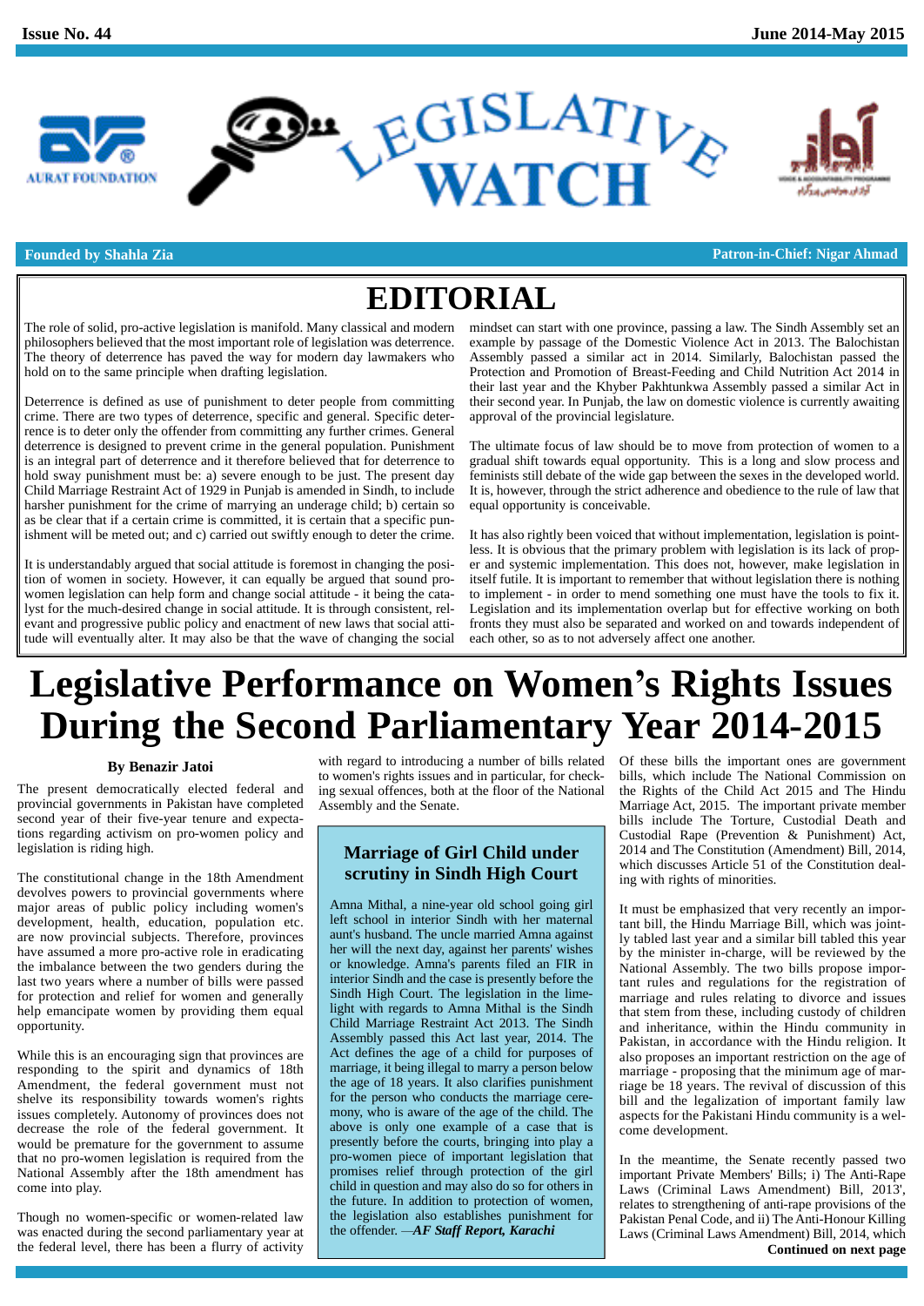Issue No. 44 — June 2014-May 2015

# LEGISLATIVE WATCH

AURAT FOUNDATION

**Founded by Shahla Zia** — **Patron-in-Chief: Nigar Ahmad**

## EDITORIAL

The role of solid, pro-active legislation is manifold. Many classical and modern philosophers believed that the most important role of legislation was deterrence. The theory of deterrence has paved the way for modern day lawmakers who hold on to the same principle when drafting legislation.

Deterrence is defined as use of punishment to deter people from committing crime. There are two types of deterrence, specific and general. Specific deterrence is to deter only the offender from committing any further crimes. General deterrence is designed to prevent crime in the general population. Punishment is an integral part of deterrence and it therefore believed that for deterrence to hold sway punishment must be: a) severe enough to be just. The present day Child Marriage Restraint Act of 1929 in Punjab is amended in Sindh, to include harsher punishment for the crime of marrying an underage child; b) certain so as be clear that if a certain crime is committed, it is certain that a specific punishment will be meted out; and c) carried out swiftly enough to deter the crime.

It is understandably argued that social attitude is foremost in changing the position of women in society. However, it can equally be argued that sound pro-women legislation can help form and change social attitude - it being the catalyst for the much-desired change in social attitude. It is through consistent, relevant and progressive public policy and enactment of new laws that social attitude will eventually alter. It may also be that the wave of changing the social mindset can start with one province, passing a law. The Sindh Assembly set an example by passage of the Domestic Violence Act in 2013. The Balochistan Assembly passed a similar act in 2014. Similarly, Balochistan passed the Protection and Promotion of Breast-Feeding and Child Nutrition Act 2014 in their last year and the Khyber Pakhtunkwa Assembly passed a similar Act in their second year. In Punjab, the law on domestic violence is currently awaiting approval of the provincial legislature.

The ultimate focus of law should be to move from protection of women to a gradual shift towards equal opportunity. This is a long and slow process and feminists still debate of the wide gap between the sexes in the developed world. It is, however, through the strict adherence and obedience to the rule of law that equal opportunity is conceivable.

It has also rightly been voiced that without implementation, legislation is pointless. It is obvious that the primary problem with legislation is its lack of proper and systemic implementation. This does not, however, make legislation in itself futile. It is important to remember that without legislation there is nothing to implement - in order to mend something one must have the tools to fix it. Legislation and its implementation overlap but for effective working on both fronts they must also be separated and worked on and towards independent of each other, so as to not adversely affect one another.

# Legislative Performance on Women's Rights Issues During the Second Parliamentary Year 2014-2015

**By Benazir Jatoi**

The present democratically elected federal and provincial governments in Pakistan have completed second year of their five-year tenure and expectations regarding activism on pro-women policy and legislation is riding high.

The constitutional change in the 18th Amendment devolves powers to provincial governments where major areas of public policy including women's development, health, education, population etc. are now provincial subjects. Therefore, provinces have assumed a more pro-active role in eradicating the imbalance between the two genders during the last two years where a number of bills were passed for protection and relief for women and generally help emancipate women by providing them equal opportunity.

While this is an encouraging sign that provinces are responding to the spirit and dynamics of 18th Amendment, the federal government must not shelve its responsibility towards women's rights issues completely. Autonomy of provinces does not decrease the role of the federal government. It would be premature for the government to assume that no pro-women legislation is required from the National Assembly after the 18th amendment has come into play.

Though no women-specific or women-related law was enacted during the second parliamentary year at the federal level, there has been a flurry of activity with regard to introducing a number of bills related to women's rights issues and in particular, for checking sexual offences, both at the floor of the National Assembly and the Senate.

Of these bills the important ones are government bills, which include The National Commission on the Rights of the Child Act 2015 and The Hindu Marriage Act, 2015. The important private member bills include The Torture, Custodial Death and Custodial Rape (Prevention & Punishment) Act, 2014 and The Constitution (Amendment) Bill, 2014, which discusses Article 51 of the Constitution dealing with rights of minorities.

It must be emphasized that very recently an important bill, the Hindu Marriage Bill, which was jointly tabled last year and a similar bill tabled this year by the minister in-charge, will be reviewed by the National Assembly. The two bills propose important rules and regulations for the registration of marriage and rules relating to divorce and issues that stem from these, including custody of children and inheritance, within the Hindu community in Pakistan, in accordance with the Hindu religion. It also proposes an important restriction on the age of marriage - proposing that the minimum age of marriage be 18 years. The revival of discussion of this bill and the legalization of important family law aspects for the Pakistani Hindu community is a welcome development.

In the meantime, the Senate recently passed two important Private Members' Bills; i) The Anti-Rape Laws (Criminal Laws Amendment) Bill, 2013', relates to strengthening of anti-rape provisions of the Pakistan Penal Code, and ii) The Anti-Honour Killing Laws (Criminal Laws Amendment) Bill, 2014, which

**Continued on next page**

---

### Marriage of Girl Child under scrutiny in Sindh High Court

Amna Mithal, a nine-year old school going girl left school in interior Sindh with her maternal aunt's husband. The uncle married Amna against her will the next day, against her parents' wishes or knowledge. Amna's parents filed an FIR in interior Sindh and the case is presently before the Sindh High Court. The legislation in the limelight with regards to Amna Mithal is the Sindh Child Marriage Restraint Act 2013. The Sindh Assembly passed this Act last year, 2014. The Act defines the age of a child for purposes of marriage, it being illegal to marry a person below the age of 18 years. It also clarifies punishment for the person who conducts the marriage ceremony, who is aware of the age of the child. The above is only one example of a case that is presently before the courts, bringing into play a pro-women piece of important legislation that promises relief through protection of the girl child in question and may also do so for others in the future. In addition to protection of women, the legislation also establishes punishment for the offender. —***AF Staff Report, Karachi***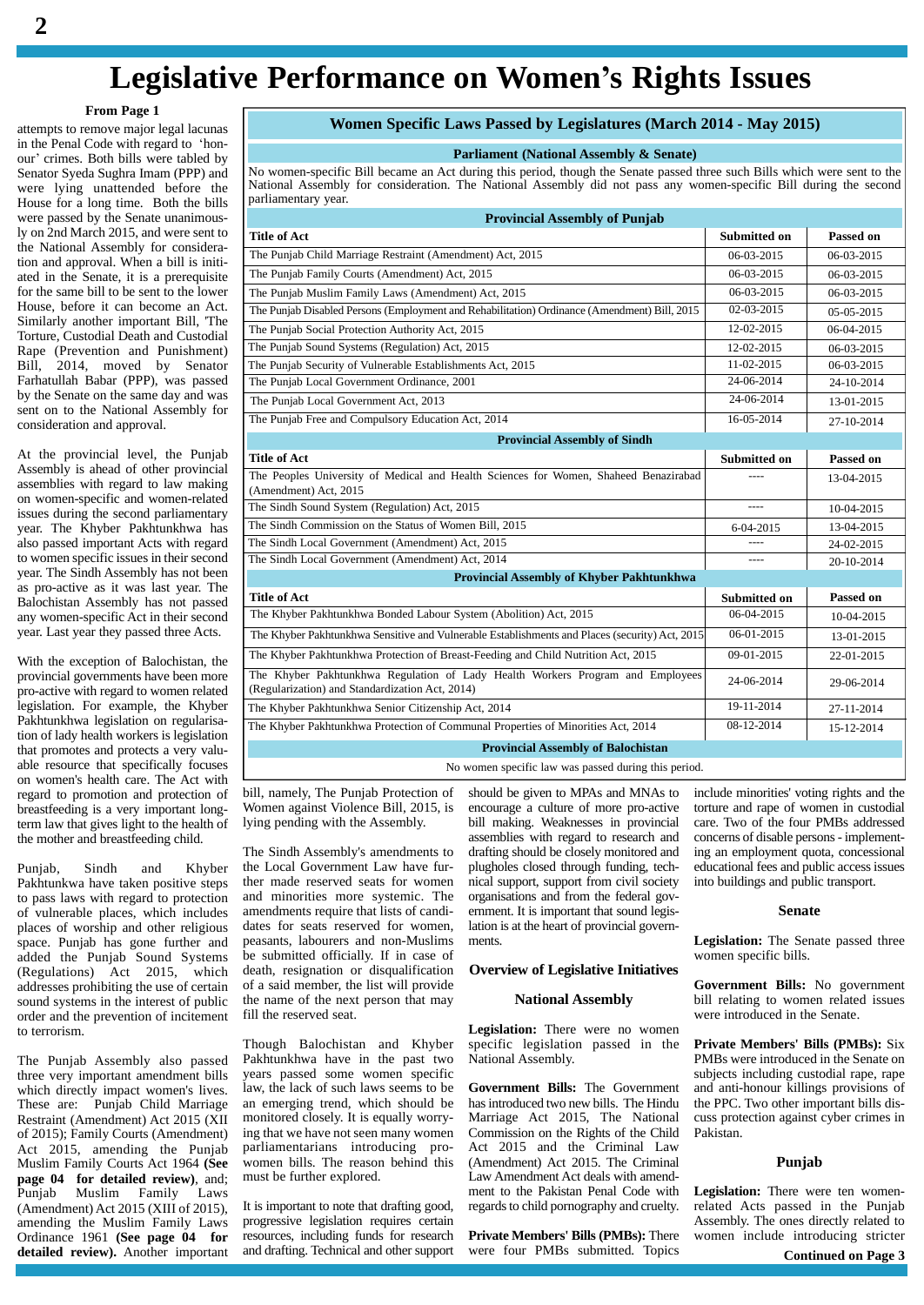# Legislative Performance on Women's Rights Issues

**From Page 1**

attempts to remove major legal lacunas in the Penal Code with regard to 'honour' crimes. Both bills were tabled by Senator Syeda Sughra Imam (PPP) and were lying unattended before the House for a long time. Both the bills were passed by the Senate unanimously on 2nd March 2015, and were sent to the National Assembly for consideration and approval. When a bill is initiated in the Senate, it is a prerequisite for the same bill to be sent to the lower House, before it can become an Act. Similarly another important Bill, 'The Torture, Custodial Death and Custodial Rape (Prevention and Punishment) Bill, 2014, moved by Senator Farhatullah Babar (PPP), was passed by the Senate on the same day and was sent on to the National Assembly for consideration and approval.

At the provincial level, the Punjab Assembly is ahead of other provincial assemblies with regard to law making on women-specific and women-related issues during the second parliamentary year. The Khyber Pakhtunkhwa has also passed important Acts with regard to women specific issues in their second year. The Sindh Assembly has not been as pro-active as it was last year. The Balochistan Assembly has not passed any women-specific Act in their second year. Last year they passed three Acts.

With the exception of Balochistan, the provincial governments have been more pro-active with regard to women related legislation. For example, the Khyber Pakhtunkhwa legislation on regularisation of lady health workers is legislation that promotes and protects a very valuable resource that specifically focuses on women's health care. The Act with regard to promotion and protection of breastfeeding is a very important long-term law that gives light to the health of the mother and breastfeeding child.

Punjab, Sindh and Khyber Pakhtunkwa have taken positive steps to pass laws with regard to protection of vulnerable places, which includes places of worship and other religious space. Punjab has gone further and added the Punjab Sound Systems (Regulations) Act 2015, which addresses prohibiting the use of certain sound systems in the interest of public order and the prevention of incitement to terrorism.

The Punjab Assembly also passed three very important amendment bills which directly impact women's lives. These are: Punjab Child Marriage Restraint (Amendment) Act 2015 (XII of 2015); Family Courts (Amendment) Act 2015, amending the Punjab Muslim Family Courts Act 1964 **(See page 04 for detailed review)**, and; Punjab Muslim Family Laws (Amendment) Act 2015 (XIII of 2015), amending the Muslim Family Laws Ordinance 1961 **(See page 04 for detailed review).** Another important bill, namely, The Punjab Protection of Women against Violence Bill, 2015, is lying pending with the Assembly.

The Sindh Assembly's amendments to the Local Government Law have further made reserved seats for women and minorities more systemic. The amendments require that lists of candidates for seats reserved for women, peasants, labourers and non-Muslims be submitted officially. If in case of death, resignation or disqualification of a said member, the list will provide the name of the next person that may fill the reserved seat.

Though Balochistan and Khyber Pakhtunkhwa have in the past two years passed some women specific law, the lack of such laws seems to be an emerging trend, which should be monitored closely. It is equally worrying that we have not seen many women parliamentarians introducing pro-women bills. The reason behind this must be further explored.

It is important to note that drafting good, progressive legislation requires certain resources, including funds for research and drafting. Technical and other support should be given to MPAs and MNAs to encourage a culture of more pro-active bill making. Weaknesses in provincial assemblies with regard to research and drafting should be closely monitored and plugholes closed through funding, technical support, support from civil society organisations and from the federal government. It is important that sound legislation is at the heart of provincial governments.

## Women Specific Laws Passed by Legislatures (March 2014 - May 2015)

**Parliament (National Assembly & Senate)**

No women-specific Bill became an Act during this period, though the Senate passed three such Bills which were sent to the National Assembly for consideration. The National Assembly did not pass any women-specific Bill during the second parliamentary year.

**Provincial Assembly of Punjab**

| Title of Act | Submitted on | Passed on |
|---|---|---|
| The Punjab Child Marriage Restraint (Amendment) Act, 2015 | 06-03-2015 | 06-03-2015 |
| The Punjab Family Courts (Amendment) Act, 2015 | 06-03-2015 | 06-03-2015 |
| The Punjab Muslim Family Laws (Amendment) Act, 2015 | 06-03-2015 | 06-03-2015 |
| The Punjab Disabled Persons (Employment and Rehabilitation) Ordinance (Amendment) Bill, 2015 | 02-03-2015 | 05-05-2015 |
| The Punjab Social Protection Authority Act, 2015 | 12-02-2015 | 06-04-2015 |
| The Punjab Sound Systems (Regulation) Act, 2015 | 12-02-2015 | 06-03-2015 |
| The Punjab Security of Vulnerable Establishments Act, 2015 | 11-02-2015 | 06-03-2015 |
| The Punjab Local Government Ordinance, 2001 | 24-06-2014 | 24-10-2014 |
| The Punjab Local Government Act, 2013 | 24-06-2014 | 13-01-2015 |
| The Punjab Free and Compulsory Education Act, 2014 | 16-05-2014 | 27-10-2014 |

**Provincial Assembly of Sindh**

| Title of Act | Submitted on | Passed on |
|---|---|---|
| The Peoples University of Medical and Health Sciences for Women, Shaheed Benazirabad (Amendment) Act, 2015 | ---- | 13-04-2015 |
| The Sindh Sound System (Regulation) Act, 2015 | ---- | 10-04-2015 |
| The Sindh Commission on the Status of Women Bill, 2015 | 6-04-2015 | 13-04-2015 |
| The Sindh Local Government (Amendment) Act, 2015 | ---- | 24-02-2015 |
| The Sindh Local Government (Amendment) Act, 2014 | ---- | 20-10-2014 |

**Provincial Assembly of Khyber Pakhtunkhwa**

| Title of Act | Submitted on | Passed on |
|---|---|---|
| The Khyber Pakhtunkhwa Bonded Labour System (Abolition) Act, 2015 | 06-04-2015 | 10-04-2015 |
| The Khyber Pakhtunkhwa Sensitive and Vulnerable Establishments and Places (security) Act, 2015 | 06-01-2015 | 13-01-2015 |
| The Khyber Pakhtunkhwa Protection of Breast-Feeding and Child Nutrition Act, 2015 | 09-01-2015 | 22-01-2015 |
| The Khyber Pakhtunkhwa Regulation of Lady Health Workers Program and Employees (Regularization) and Standardization Act, 2014) | 24-06-2014 | 29-06-2014 |
| The Khyber Pakhtunkhwa Senior Citizenship Act, 2014 | 19-11-2014 | 27-11-2014 |
| The Khyber Pakhtunkhwa Protection of Communal Properties of Minorities Act, 2014 | 08-12-2014 | 15-12-2014 |

**Provincial Assembly of Balochistan**

No women specific law was passed during this period.

### Overview of Legislative Initiatives

#### National Assembly

**Legislation:** There were no women specific legislation passed in the National Assembly.

**Government Bills:** The Government has introduced two new bills. The Hindu Marriage Act 2015, The National Commission on the Rights of the Child Act 2015 and the Criminal Law (Amendment) Act 2015. The Criminal Law Amendment Act deals with amendment to the Pakistan Penal Code with regards to child pornography and cruelty.

**Private Members' Bills (PMBs):** There were four PMBs submitted. Topics include minorities' voting rights and the torture and rape of women in custodial care. Two of the four PMBs addressed concerns of disable persons - implementing an employment quota, concessional educational fees and public access issues into buildings and public transport.

#### Senate

**Legislation:** The Senate passed three women specific bills.

**Government Bills:** No government bill relating to women related issues were introduced in the Senate.

**Private Members' Bills (PMBs):** Six PMBs were introduced in the Senate on subjects including custodial rape, rape and anti-honour killings provisions of the PPC. Two other important bills discuss protection against cyber crimes in Pakistan.

#### Punjab

**Legislation:** There were ten women-related Acts passed in the Punjab Assembly. The ones directly related to women include introducing stricter

**Continued on Page 3**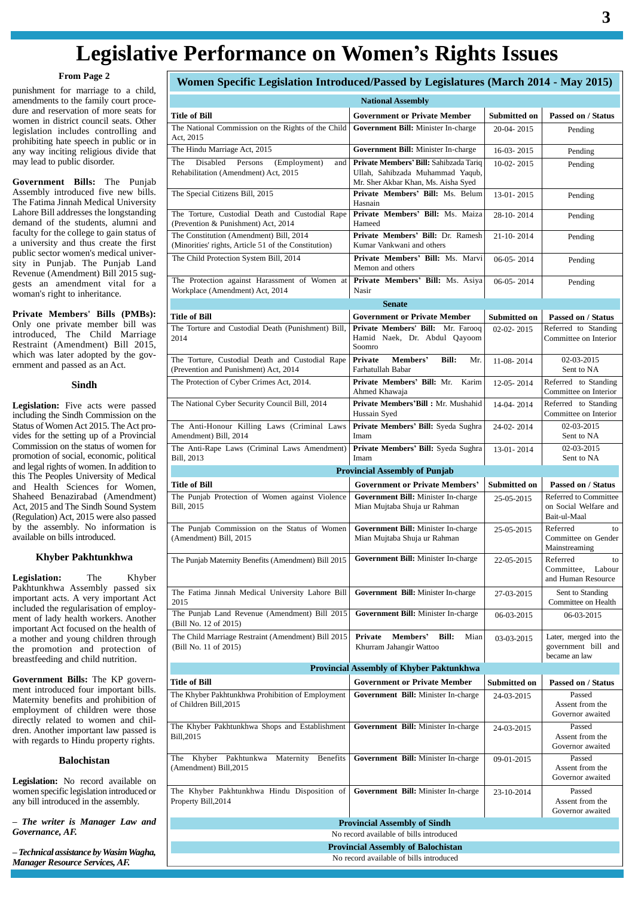# Legislative Performance on Women's Rights Issues

**From Page 2**

punishment for marriage to a child, amendments to the family court procedure and reservation of more seats for women in district council seats. Other legislation includes controlling and prohibiting hate speech in public or in any way inciting religious divide that may lead to public disorder.

**Government Bills:** The Punjab Assembly introduced five new bills. The Fatima Jinnah Medical University Lahore Bill addresses the longstanding demand of the students, alumni and faculty for the college to gain status of a university and thus create the first public sector women's medical university in Punjab. The Punjab Land Revenue (Amendment) Bill 2015 suggests an amendment vital for a woman's right to inheritance.

**Private Members' Bills (PMBs):** Only one private member bill was introduced, The Child Marriage Restraint (Amendment) Bill 2015, which was later adopted by the government and passed as an Act.

### Sindh

**Legislation:** Five acts were passed including the Sindh Commission on the Status of Women Act 2015. The Act provides for the setting up of a Provincial Commission on the status of women for promotion of social, economic, political and legal rights of women. In addition to this The Peoples University of Medical and Health Sciences for Women, Shaheed Benazirabad (Amendment) Act, 2015 and The Sindh Sound System (Regulation) Act, 2015 were also passed by the assembly. No information is available on bills introduced.

### Khyber Pakhtunkhwa

**Legislation:** The Khyber Pakhtunkhwa Assembly passed six important acts. A very important Act included the regularisation of employment of lady health workers. Another important Act focused on the health of a mother and young children through the promotion and protection of breastfeeding and child nutrition.

**Government Bills:** The KP government introduced four important bills. Maternity benefits and prohibition of employment of children were those directly related to women and children. Another important law passed is with regards to Hindu property rights.

### Balochistan

**Legislation:** No record available on women specific legislation introduced or any bill introduced in the assembly.

*– The writer is Manager Law and Governance, AF.*

*– Technical assistance by Wasim Wagha, Manager Resource Services, AF.*

## Women Specific Legislation Introduced/Passed by Legislatures (March 2014 - May 2015)

**National Assembly**

| Title of Bill | Government or Private Member | Submitted on | Passed on / Status |
|---|---|---|---|
| The National Commission on the Rights of the Child Act, 2015 | **Government Bill:** Minister In-charge | 20-04- 2015 | Pending |
| The Hindu Marriage Act, 2015 | **Government Bill:** Minister In-charge | 16-03- 2015 | Pending |
| The Disabled Persons (Employment) and Rehabilitation (Amendment) Act, 2015 | **Private Members' Bill:** Sahibzada Tariq Ullah, Sahibzada Muhammad Yaqub, Mr. Sher Akbar Khan, Ms. Aisha Syed | 10-02- 2015 | Pending |
| The Special Citizens Bill, 2015 | **Private Members' Bill:** Ms. Belum Hasnain | 13-01- 2015 | Pending |
| The Torture, Custodial Death and Custodial Rape (Prevention & Punishment) Act, 2014 | **Private Members' Bill:** Ms. Maiza Hameed | 28-10- 2014 | Pending |
| The Constitution (Amendment) Bill, 2014 (Minorities' rights, Article 51 of the Constitution) | **Private Members' Bill:** Dr. Ramesh Kumar Vankwani and others | 21-10- 2014 | Pending |
| The Child Protection System Bill, 2014 | **Private Members' Bill:** Ms. Marvi Memon and others | 06-05- 2014 | Pending |
| The Protection against Harassment of Women at Workplace (Amendment) Act, 2014 | **Private Members' Bill:** Ms. Asiya Nasir | 06-05- 2014 | Pending |

**Senate**

| Title of Bill | Government or Private Member | Submitted on | Passed on / Status |
|---|---|---|---|
| The Torture and Custodial Death (Punishment) Bill, 2014 | **Private Members' Bill:** Mr. Farooq Hamid Naek, Dr. Abdul Qayoom Soomro | 02-02- 2015 | Referred to Standing Committee on Interior |
| The Torture, Custodial Death and Custodial Rape (Prevention and Punishment) Act, 2014 | **Private Members' Bill:** Mr. Farhatullah Babar | 11-08- 2014 | 02-03-2015 Sent to NA |
| The Protection of Cyber Crimes Act, 2014. | **Private Members' Bill:** Mr. Karim Ahmed Khawaja | 12-05- 2014 | Referred to Standing Committee on Interior |
| The National Cyber Security Council Bill, 2014 | **Private Members'Bill :** Mr. Mushahid Hussain Syed | 14-04- 2014 | Referred to Standing Committee on Interior |
| The Anti-Honour Killing Laws (Criminal Laws Amendment) Bill, 2014 | **Private Members' Bill:** Syeda Sughra Imam | 24-02- 2014 | 02-03-2015 Sent to NA |
| The Anti-Rape Laws (Criminal Laws Amendment) Bill, 2013 | **Private Members' Bill:** Syeda Sughra Imam | 13-01- 2014 | 02-03-2015 Sent to NA |

**Provincial Assembly of Punjab**

| Title of Bill | Government or Private Members' | Submitted on | Passed on / Status |
|---|---|---|---|
| The Punjab Protection of Women against Violence Bill, 2015 | **Government Bill:** Minister In-charge Mian Mujtaba Shuja ur Rahman | 25-05-2015 | Referred to Committee on Social Welfare and Bait-ul-Maal |
| The Punjab Commission on the Status of Women (Amendment) Bill, 2015 | **Government Bill:** Minister In-charge Mian Mujtaba Shuja ur Rahman | 25-05-2015 | Referred to Committee on Gender Mainstreaming |
| The Punjab Maternity Benefits (Amendment) Bill 2015 | **Government Bill:** Minister In-charge | 22-05-2015 | Referred to Committee, Labour and Human Resource |
| The Fatima Jinnah Medical University Lahore Bill 2015 | **Government Bill:** Minister In-charge | 27-03-2015 | Sent to Standing Committee on Health |
| The Punjab Land Revenue (Amendment) Bill 2015 (Bill No. 12 of 2015) | **Government Bill:** Minister In-charge | 06-03-2015 | 06-03-2015 |
| The Child Marriage Restraint (Amendment) Bill 2015 (Bill No. 11 of 2015) | **Private Members' Bill:** Mian Khurram Jahangir Wattoo | 03-03-2015 | Later, merged into the government bill and became an law |

**Provincial Assembly of Khyber Paktunkhwa**

| Title of Bill | Government or Private Member | Submitted on | Passed on / Status |
|---|---|---|---|
| The Khyber Pakhtunkhwa Prohibition of Employment of Children Bill,2015 | **Government Bill:** Minister In-charge | 24-03-2015 | Passed Assent from the Governor awaited |
| The Khyber Pakhtunkhwa Shops and Establishment Bill,2015 | **Government Bill:** Minister In-charge | 24-03-2015 | Passed Assent from the Governor awaited |
| The Khyber Pakhtunkwa Maternity Benefits (Amendment) Bill,2015 | **Government Bill:** Minister In-charge | 09-01-2015 | Passed Assent from the Governor awaited |
| The Khyber Pakhtunkhwa Hindu Disposition of Property Bill,2014 | **Government Bill:** Minister In-charge | 23-10-2014 | Passed Assent from the Governor awaited |

**Provincial Assembly of Sindh**

No record available of bills introduced

**Provincial Assembly of Balochistan**

No record available of bills introduced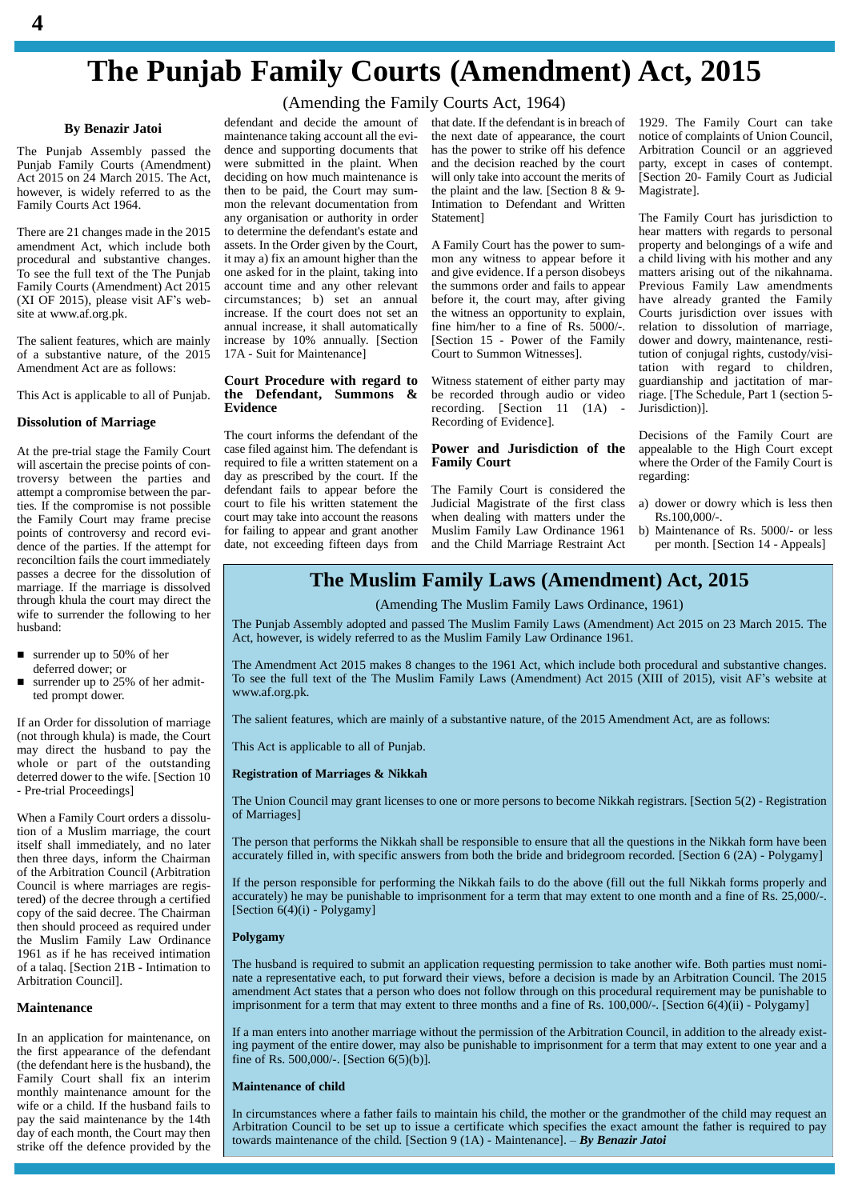# The Punjab Family Courts (Amendment) Act, 2015

(Amending the Family Courts Act, 1964)

**By Benazir Jatoi**

The Punjab Assembly passed the Punjab Family Courts (Amendment) Act 2015 on 24 March 2015. The Act, however, is widely referred to as the Family Courts Act 1964.

There are 21 changes made in the 2015 amendment Act, which include both procedural and substantive changes. To see the full text of the The Punjab Family Courts (Amendment) Act 2015 (XI OF 2015), please visit AF's website at www.af.org.pk.

The salient features, which are mainly of a substantive nature, of the 2015 Amendment Act are as follows:

This Act is applicable to all of Punjab.

### Dissolution of Marriage

At the pre-trial stage the Family Court will ascertain the precise points of controversy between the parties and attempt a compromise between the parties. If the compromise is not possible the Family Court may frame precise points of controversy and record evidence of the parties. If the attempt for reconciltion fails the court immediately passes a decree for the dissolution of marriage. If the marriage is dissolved through khula the court may direct the wife to surrender the following to her husband:

- surrender up to 50% of her deferred dower; or
- surrender up to 25% of her admitted prompt dower.

If an Order for dissolution of marriage (not through khula) is made, the Court may direct the husband to pay the whole or part of the outstanding deterred dower to the wife. [Section 10 - Pre-trial Proceedings]

When a Family Court orders a dissolution of a Muslim marriage, the court itself shall immediately, and no later then three days, inform the Chairman of the Arbitration Council (Arbitration Council is where marriages are registered) of the decree through a certified copy of the said decree. The Chairman then should proceed as required under the Muslim Family Law Ordinance 1961 as if he has received intimation of a talaq. [Section 21B - Intimation to Arbitration Council].

### Maintenance

In an application for maintenance, on the first appearance of the defendant (the defendant here is the husband), the Family Court shall fix an interim monthly maintenance amount for the wife or a child. If the husband fails to pay the said maintenance by the 14th day of each month, the Court may then strike off the defence provided by the defendant and decide the amount of maintenance taking account all the evidence and supporting documents that were submitted in the plaint. When deciding on how much maintenance is then to be paid, the Court may summon the relevant documentation from any organisation or authority in order to determine the defendant's estate and assets. In the Order given by the Court, it may a) fix an amount higher than the one asked for in the plaint, taking into account time and any other relevant circumstances; b) set an annual increase. If the court does not set an annual increase, it shall automatically increase by 10% annually. [Section 17A - Suit for Maintenance]

### Court Procedure with regard to the Defendant, Summons & Evidence

The court informs the defendant of the case filed against him. The defendant is required to file a written statement on a day as prescribed by the court. If the defendant fails to appear before the court to file his written statement the court may take into account the reasons for failing to appear and grant another date, not exceeding fifteen days from that date. If the defendant is in breach of the next date of appearance, the court has the power to strike off his defence and the decision reached by the court will only take into account the merits of the plaint and the law. [Section 8 & 9- Intimation to Defendant and Written Statement]

A Family Court has the power to summon any witness to appear before it and give evidence. If a person disobeys the summons order and fails to appear before it, the court may, after giving the witness an opportunity to explain, fine him/her to a fine of Rs. 5000/-. [Section 15 - Power of the Family Court to Summon Witnesses].

Witness statement of either party may be recorded through audio or video recording. [Section 11 (1A) - Recording of Evidence].

### Power and Jurisdiction of the Family Court

The Family Court is considered the Judicial Magistrate of the first class when dealing with matters under the Muslim Family Law Ordinance 1961 and the Child Marriage Restraint Act 1929. The Family Court can take notice of complaints of Union Council, Arbitration Council or an aggrieved party, except in cases of contempt. [Section 20- Family Court as Judicial Magistrate].

The Family Court has jurisdiction to hear matters with regards to personal property and belongings of a wife and a child living with his mother and any matters arising out of the nikahnama. Previous Family Law amendments have already granted the Family Courts jurisdiction over issues with relation to dissolution of marriage, dower and dowry, maintenance, restitution of conjugal rights, custody/visitation with regard to children, guardianship and jactitation of marriage. [The Schedule, Part 1 (section 5- Jurisdiction)].

Decisions of the Family Court are appealable to the High Court except where the Order of the Family Court is regarding:

a) dower or dowry which is less then Rs.100,000/-.
b) Maintenance of Rs. 5000/- or less per month. [Section 14 - Appeals]

# The Muslim Family Laws (Amendment) Act, 2015

(Amending The Muslim Family Laws Ordinance, 1961)

The Punjab Assembly adopted and passed The Muslim Family Laws (Amendment) Act 2015 on 23 March 2015. The Act, however, is widely referred to as the Muslim Family Law Ordinance 1961.

The Amendment Act 2015 makes 8 changes to the 1961 Act, which include both procedural and substantive changes. To see the full text of the The Muslim Family Laws (Amendment) Act 2015 (XIII of 2015), visit AF's website at www.af.org.pk.

The salient features, which are mainly of a substantive nature, of the 2015 Amendment Act, are as follows:

This Act is applicable to all of Punjab.

### Registration of Marriages & Nikkah

The Union Council may grant licenses to one or more persons to become Nikkah registrars. [Section 5(2) - Registration of Marriages]

The person that performs the Nikkah shall be responsible to ensure that all the questions in the Nikkah form have been accurately filled in, with specific answers from both the bride and bridegroom recorded. [Section 6 (2A) - Polygamy]

If the person responsible for performing the Nikkah fails to do the above (fill out the full Nikkah forms properly and accurately) he may be punishable to imprisonment for a term that may extent to one month and a fine of Rs. 25,000/-. [Section 6(4)(i) - Polygamy]

### Polygamy

The husband is required to submit an application requesting permission to take another wife. Both parties must nominate a representative each, to put forward their views, before a decision is made by an Arbitration Council. The 2015 amendment Act states that a person who does not follow through on this procedural requirement may be punishable to imprisonment for a term that may extent to three months and a fine of Rs. 100,000/-. [Section 6(4)(ii) - Polygamy]

If a man enters into another marriage without the permission of the Arbitration Council, in addition to the already existing payment of the entire dower, may also be punishable to imprisonment for a term that may extent to one year and a fine of Rs. 500,000/-. [Section 6(5)(b)].

### Maintenance of child

In circumstances where a father fails to maintain his child, the mother or the grandmother of the child may request an Arbitration Council to be set up to issue a certificate which specifies the exact amount the father is required to pay towards maintenance of the child. [Section 9 (1A) - Maintenance]. – ***By Benazir Jatoi***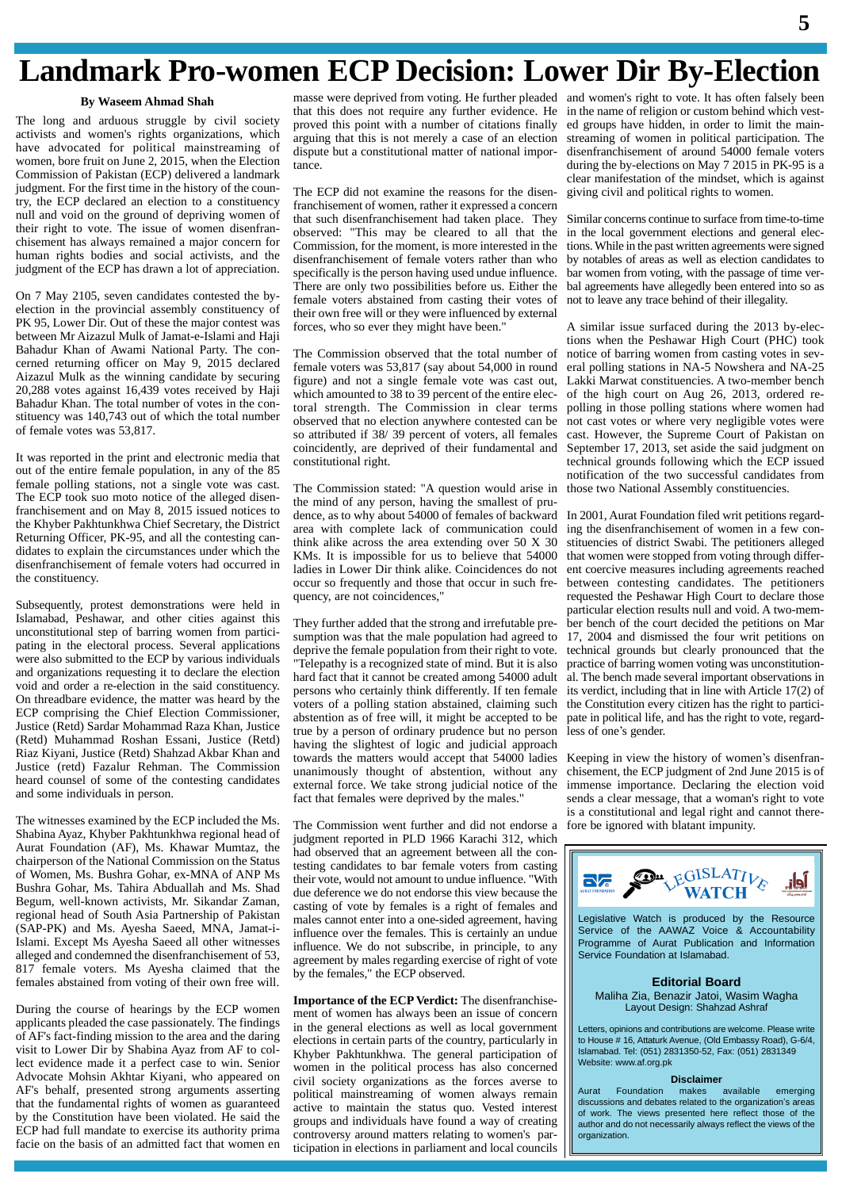# Landmark Pro-women ECP Decision: Lower Dir By-Election

**By Waseem Ahmad Shah**

The long and arduous struggle by civil society activists and women's rights organizations, which have advocated for political mainstreaming of women, bore fruit on June 2, 2015, when the Election Commission of Pakistan (ECP) delivered a landmark judgment. For the first time in the history of the country, the ECP declared an election to a constituency null and void on the ground of depriving women of their right to vote. The issue of women disenfranchisement has always remained a major concern for human rights bodies and social activists, and the judgment of the ECP has drawn a lot of appreciation.

On 7 May 2105, seven candidates contested the by-election in the provincial assembly constituency of PK 95, Lower Dir. Out of these the major contest was between Mr Aizazul Mulk of Jamat-e-Islami and Haji Bahadur Khan of Awami National Party. The concerned returning officer on May 9, 2015 declared Aizazul Mulk as the winning candidate by securing 20,288 votes against 16,439 votes received by Haji Bahadur Khan. The total number of votes in the constituency was 140,743 out of which the total number of female votes was 53,817.

It was reported in the print and electronic media that out of the entire female population, in any of the 85 female polling stations, not a single vote was cast. The ECP took suo moto notice of the alleged disenfranchisement and on May 8, 2015 issued notices to the Khyber Pakhtunkhwa Chief Secretary, the District Returning Officer, PK-95, and all the contesting candidates to explain the circumstances under which the disenfranchisement of female voters had occurred in the constituency.

Subsequently, protest demonstrations were held in Islamabad, Peshawar, and other cities against this unconstitutional step of barring women from participating in the electoral process. Several applications were also submitted to the ECP by various individuals and organizations requesting it to declare the election void and order a re-election in the said constituency. On threadbare evidence, the matter was heard by the ECP comprising the Chief Election Commissioner, Justice (Retd) Sardar Mohammad Raza Khan, Justice (Retd) Muhammad Roshan Essani, Justice (Retd) Riaz Kiyani, Justice (Retd) Shahzad Akbar Khan and Justice (retd) Fazalur Rehman. The Commission heard counsel of some of the contesting candidates and some individuals in person.

The witnesses examined by the ECP included the Ms. Shabina Ayaz, Khyber Pakhtunkhwa regional head of Aurat Foundation (AF), Ms. Khawar Mumtaz, the chairperson of the National Commission on the Status of Women, Ms. Bushra Gohar, ex-MNA of ANP Ms Bushra Gohar, Ms. Tahira Abduallah and Ms. Shad Begum, well-known activists, Mr. Sikandar Zaman, regional head of South Asia Partnership of Pakistan (SAP-PK) and Ms. Ayesha Saeed, MNA, Jamat-i-Islami. Except Ms Ayesha Saeed all other witnesses alleged and condemned the disenfranchisement of 53, 817 female voters. Ms Ayesha claimed that the females abstained from voting of their own free will.

During the course of hearings by the ECP women applicants pleaded the case passionately. The findings of AF's fact-finding mission to the area and the daring visit to Lower Dir by Shabina Ayaz from AF to collect evidence made it a perfect case to win. Senior Advocate Mohsin Akhtar Kiyani, who appeared on AF's behalf, presented strong arguments asserting that the fundamental rights of women as guaranteed by the Constitution have been violated. He said the ECP had full mandate to exercise its authority prima facie on the basis of an admitted fact that women en masse were deprived from voting. He further pleaded that this does not require any further evidence. He proved this point with a number of citations finally arguing that this is not merely a case of an election dispute but a constitutional matter of national importance.

The ECP did not examine the reasons for the disenfranchisement of women, rather it expressed a concern that such disenfranchisement had taken place. They observed: "This may be cleared to all that the Commission, for the moment, is more interested in the disenfranchisement of female voters rather than who specifically is the person having used undue influence. There are only two possibilities before us. Either the female voters abstained from casting their votes of their own free will or they were influenced by external forces, who so ever they might have been."

The Commission observed that the total number of female voters was 53,817 (say about 54,000 in round figure) and not a single female vote was cast out, which amounted to 38 to 39 percent of the entire electoral strength. The Commission in clear terms observed that no election anywhere contested can be so attributed if 38/ 39 percent of voters, all females coincidently, are deprived of their fundamental and constitutional right.

The Commission stated: "A question would arise in the mind of any person, having the smallest of prudence, as to why about 54000 of females of backward area with complete lack of communication could think alike across the area extending over 50 X 30 KMs. It is impossible for us to believe that 54000 ladies in Lower Dir think alike. Coincidences do not occur so frequently and those that occur in such frequency, are not coincidences,"

They further added that the strong and irrefutable presumption was that the male population had agreed to deprive the female population from their right to vote. "Telepathy is a recognized state of mind. But it is also hard fact that it cannot be created among 54000 adult persons who certainly think differently. If ten female voters of a polling station abstained, claiming such abstention as of free will, it might be accepted to be true by a person of ordinary prudence but no person having the slightest of logic and judicial approach towards the matters would accept that 54000 ladies unanimously thought of abstention, without any external force. We take strong judicial notice of the fact that females were deprived by the males."

The Commission went further and did not endorse a judgment reported in PLD 1966 Karachi 312, which had observed that an agreement between all the contesting candidates to bar female voters from casting their vote, would not amount to undue influence. "With due deference we do not endorse this view because the casting of vote by females is a right of females and males cannot enter into a one-sided agreement, having influence over the females. This is certainly an undue influence. We do not subscribe, in principle, to any agreement by males regarding exercise of right of vote by the females," the ECP observed.

**Importance of the ECP Verdict:** The disenfranchisement of women has always been an issue of concern in the general elections as well as local government elections in certain parts of the country, particularly in Khyber Pakhtunkhwa. The general participation of women in the political process has also concerned civil society organizations as the forces averse to political mainstreaming of women always remain active to maintain the status quo. Vested interest groups and individuals have found a way of creating controversy around matters relating to women's participation in elections in parliament and local councils and women's right to vote. It has often falsely been in the name of religion or custom behind which vested groups have hidden, in order to limit the mainstreaming of women in political participation. The disenfranchisement of around 54000 female voters during the by-elections on May 7 2015 in PK-95 is a clear manifestation of the mindset, which is against giving civil and political rights to women.

Similar concerns continue to surface from time-to-time in the local government elections and general elections. While in the past written agreements were signed by notables of areas as well as election candidates to bar women from voting, with the passage of time verbal agreements have allegedly been entered into so as not to leave any trace behind of their illegality.

A similar issue surfaced during the 2013 by-elections when the Peshawar High Court (PHC) took notice of barring women from casting votes in several polling stations in NA-5 Nowshera and NA-25 Lakki Marwat constituencies. A two-member bench of the high court on Aug 26, 2013, ordered re-polling in those polling stations where women had not cast votes or where very negligible votes were cast. However, the Supreme Court of Pakistan on September 17, 2013, set aside the said judgment on technical grounds following which the ECP issued notification of the two successful candidates from those two National Assembly constituencies.

In 2001, Aurat Foundation filed writ petitions regarding the disenfranchisement of women in a few constituencies of district Swabi. The petitioners alleged that women were stopped from voting through different coercive measures including agreements reached between contesting candidates. The petitioners requested the Peshawar High Court to declare those particular election results null and void. A two-member bench of the court decided the petitions on Mar 17, 2004 and dismissed the four writ petitions on technical grounds but clearly pronounced that the practice of barring women voting was unconstitutional. The bench made several important observations in its verdict, including that in line with Article 17(2) of the Constitution every citizen has the right to participate in political life, and has the right to vote, regardless of one's gender.

Keeping in view the history of women's disenfranchisement, the ECP judgment of 2nd June 2015 is of immense importance. Declaring the election void sends a clear message, that a woman's right to vote is a constitutional and legal right and cannot therefore be ignored with blatant impunity.

---

**LEGISLATIVE WATCH**

Legislative Watch is produced by the Resource Service of the AAWAZ Voice & Accountability Programme of Aurat Publication and Information Service Foundation at Islamabad.

**Editorial Board**

Maliha Zia, Benazir Jatoi, Wasim Wagha
Layout Design: Shahzad Ashraf

Letters, opinions and contributions are welcome. Please write to House # 16, Attaturk Avenue, (Old Embassy Road), G-6/4, Islamabad. Tel: (051) 2831350-52, Fax: (051) 2831349
Website: www.af.org.pk

**Disclaimer**

Aurat Foundation makes available emerging discussions and debates related to the organization's areas of work. The views presented here reflect those of the author and do not necessarily always reflect the views of the organization.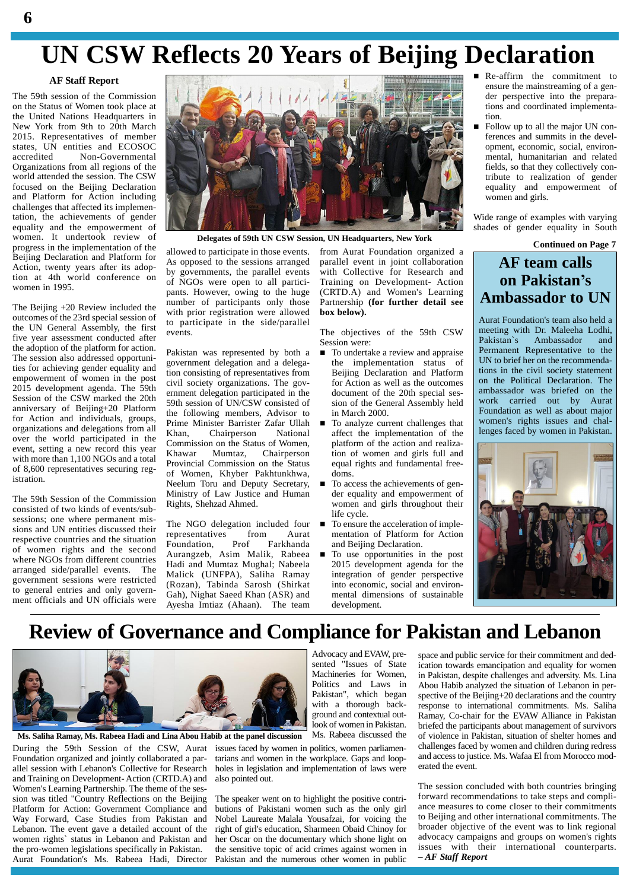# UN CSW Reflects 20 Years of Beijing Declaration

**AF Staff Report**

The 59th session of the Commission on the Status of Women took place at the United Nations Headquarters in New York from 9th to 20th March 2015. Representatives of member states, UN entities and ECOSOC accredited Non-Governmental Organizations from all regions of the world attended the session. The CSW focused on the Beijing Declaration and Platform for Action including challenges that affected its implementation, the achievements of gender equality and the empowerment of women. It undertook review of progress in the implementation of the Beijing Declaration and Platform for Action, twenty years after its adoption at 4th world conference on women in 1995.

The Beijing +20 Review included the outcomes of the 23rd special session of the UN General Assembly, the first five year assessment conducted after the adoption of the platform for action. The session also addressed opportunities for achieving gender equality and empowerment of women in the post 2015 development agenda. The 59th Session of the CSW marked the 20th anniversary of Beijing+20 Platform for Action and individuals, groups, organizations and delegations from all over the world participated in the event, setting a new record this year with more than 1,100 NGOs and a total of 8,600 representatives securing registration.

The 59th Session of the Commission consisted of two kinds of events/sub-sessions; one where permanent missions and UN entities discussed their respective countries and the situation of women rights and the second where NGOs from different countries arranged side/parallel events. The government sessions were restricted to general entries and only government officials and UN officials were allowed to participate in those events. As opposed to the sessions arranged by governments, the parallel events of NGOs were open to all participants. However, owing to the huge number of participants only those with prior registration were allowed to participate in the side/parallel events.

Delegates of 59th UN CSW Session, UN Headquarters, New York

Pakistan was represented by both a government delegation and a delegation consisting of representatives from civil society organizations. The government delegation participated in the 59th session of UN/CSW consisted of the following members, Advisor to Prime Minister Barrister Zafar Ullah Khan, Chairperson National Commission on the Status of Women, Khawar Mumtaz, Chairperson Provincial Commission on the Status of Women, Khyber Pakhtunkhwa, Neelum Toru and Deputy Secretary, Ministry of Law Justice and Human Rights, Shehzad Ahmed.

The NGO delegation included four representatives from Aurat Foundation, Prof Farkhanda Aurangzeb, Asim Malik, Rabeea Hadi and Mumtaz Mughal; Nabeela Malick (UNFPA), Saliha Ramay (Rozan), Tabinda Sarosh (Shirkat Gah), Nighat Saeed Khan (ASR) and Ayesha Imtiaz (Ahaan). The team from Aurat Foundation organized a parallel event in joint collaboration with Collective for Research and Training on Development- Action (CRTD.A) and Women's Learning Partnership **(for further detail see box below).**

The objectives of the 59th CSW Session were:

- To undertake a review and appraise the implementation status of Beijing Declaration and Platform for Action as well as the outcomes document of the 20th special session of the General Assembly held in March 2000.
- To analyze current challenges that affect the implementation of the platform of the action and realization of women and girls full and equal rights and fundamental freedoms.
- To access the achievements of gender equality and empowerment of women and girls throughout their life cycle.
- To ensure the acceleration of implementation of Platform for Action and Beijing Declaration.
- To use opportunities in the post 2015 development agenda for the integration of gender perspective into economic, social and environmental dimensions of sustainable development.
- Re-affirm the commitment to ensure the mainstreaming of a gender perspective into the preparations and coordinated implementation.
- Follow up to all the major UN conferences and summits in the development, economic, social, environmental, humanitarian and related fields, so that they collectively contribute to realization of gender equality and empowerment of women and girls.

Wide range of examples with varying shades of gender equality in South

**Continued on Page 7**

## AF team calls on Pakistan's Ambassador to UN

Aurat Foundation's team also held a meeting with Dr. Maleeha Lodhi, Pakistan`s Ambassador and Permanent Representative to the UN to brief her on the recommendations in the civil society statement on the Political Declaration. The ambassador was briefed on the work carried out by Aurat Foundation as well as about major women's rights issues and challenges faced by women in Pakistan.

# Review of Governance and Compliance for Pakistan and Lebanon

**Ms. Saliha Ramay, Ms. Rabeea Hadi and Lina Abou Habib at the panel discussion**

During the 59th Session of the CSW, Aurat Foundation organized and jointly collaborated a parallel session with Lebanon's Collective for Research and Training on Development- Action (CRTD.A) and Women's Learning Partnership. The theme of the session was titled "Country Reflections on the Beijing Platform for Action: Government Compliance and Way Forward, Case Studies from Pakistan and Lebanon. The event gave a detailed account of the women rights` status in Lebanon and Pakistan and the pro-women legislations specifically in Pakistan. Aurat Foundation's Ms. Rabeea Hadi, Director Advocacy and EVAW, presented "Issues of State Machineries for Women, Politics and Laws in Pakistan", which began with a thorough background and contextual outlook of women in Pakistan. Ms. Rabeea discussed the issues faced by women in politics, women parliamentarians and women in the workplace. Gaps and loopholes in legislation and implementation of laws were also pointed out.

The speaker went on to highlight the positive contributions of Pakistani women such as the only girl Nobel Laureate Malala Yousafzai, for voicing the right of girl's education, Sharmeen Obaid Chinoy for her Oscar on the documentary which shone light on the sensitive topic of acid crimes against women in Pakistan and the numerous other women in public space and public service for their commitment and dedication towards emancipation and equality for women in Pakistan, despite challenges and adversity. Ms. Lina Abou Habib analyzed the situation of Lebanon in perspective of the Beijing+20 declarations and the country response to international commitments. Ms. Saliha Ramay, Co-chair for the EVAW Alliance in Pakistan briefed the participants about management of survivors of violence in Pakistan, situation of shelter homes and challenges faced by women and children during redress and access to justice. Ms. Wafaa El from Morocco moderated the event.

The session concluded with both countries bringing forward recommendations to take steps and compliance measures to come closer to their commitments to Beijing and other international commitments. The broader objective of the event was to link regional advocacy campaigns and groups on women's rights issues with their international counterparts.
***– AF Staff Report***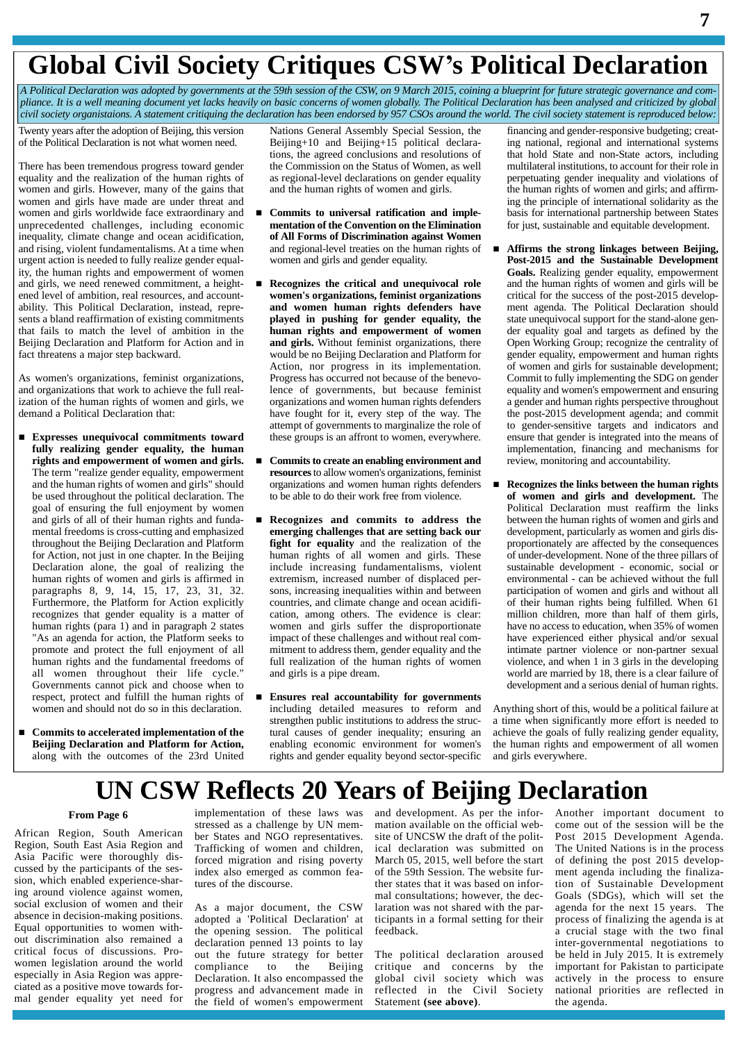# Global Civil Society Critiques CSW's Political Declaration

*A Political Declaration was adopted by governments at the 59th session of the CSW, on 9 March 2015, coining a blueprint for future strategic governance and compliance. It is a well meaning document yet lacks heavily on basic concerns of women globally. The Political Declaration has been analysed and criticized by global civil society organistaions. A statement critiquing the declaration has been endorsed by 957 CSOs around the world. The civil society statement is reproduced below:*

Twenty years after the adoption of Beijing, this version of the Political Declaration is not what women need.

There has been tremendous progress toward gender equality and the realization of the human rights of women and girls. However, many of the gains that women and girls have made are under threat and women and girls worldwide face extraordinary and unprecedented challenges, including economic inequality, climate change and ocean acidification, and rising, violent fundamentalisms. At a time when urgent action is needed to fully realize gender equality, the human rights and empowerment of women and girls, we need renewed commitment, a heightened level of ambition, real resources, and accountability. This Political Declaration, instead, represents a bland reaffirmation of existing commitments that fails to match the level of ambition in the Beijing Declaration and Platform for Action and in fact threatens a major step backward.

As women's organizations, feminist organizations, and organizations that work to achieve the full realization of the human rights of women and girls, we demand a Political Declaration that:

- **Expresses unequivocal commitments toward fully realizing gender equality, the human rights and empowerment of women and girls.** The term "realize gender equality, empowerment and the human rights of women and girls" should be used throughout the political declaration. The goal of ensuring the full enjoyment by women and girls of all of their human rights and fundamental freedoms is cross-cutting and emphasized throughout the Beijing Declaration and Platform for Action, not just in one chapter. In the Beijing Declaration alone, the goal of realizing the human rights of women and girls is affirmed in paragraphs 8, 9, 14, 15, 17, 23, 31, 32. Furthermore, the Platform for Action explicitly recognizes that gender equality is a matter of human rights (para 1) and in paragraph 2 states "As an agenda for action, the Platform seeks to promote and protect the full enjoyment of all human rights and the fundamental freedoms of all women throughout their life cycle." Governments cannot pick and choose when to respect, protect and fulfill the human rights of women and should not do so in this declaration.

- **Commits to accelerated implementation of the Beijing Declaration and Platform for Action,** along with the outcomes of the 23rd United Nations General Assembly Special Session, the Beijing+10 and Beijing+15 political declarations, the agreed conclusions and resolutions of the Commission on the Status of Women, as well as regional-level declarations on gender equality and the human rights of women and girls.

- **Commits to universal ratification and implementation of the Convention on the Elimination of All Forms of Discrimination against Women** and regional-level treaties on the human rights of women and girls and gender equality.

- **Recognizes the critical and unequivocal role women's organizations, feminist organizations and women human rights defenders have played in pushing for gender equality, the human rights and empowerment of women and girls.** Without feminist organizations, there would be no Beijing Declaration and Platform for Action, nor progress in its implementation. Progress has occurred not because of the benevolence of governments, but because feminist organizations and women human rights defenders have fought for it, every step of the way. The attempt of governments to marginalize the role of these groups is an affront to women, everywhere.

- **Commits to create an enabling environment and resources** to allow women's organizations, feminist organizations and women human rights defenders to be able to do their work free from violence.

- **Recognizes and commits to address the emerging challenges that are setting back our fight for equality** and the realization of the human rights of all women and girls. These include increasing fundamentalisms, violent extremism, increased number of displaced persons, increasing inequalities within and between countries, and climate change and ocean acidification, among others. The evidence is clear: women and girls suffer the disproportionate impact of these challenges and without real commitment to address them, gender equality and the full realization of the human rights of women and girls is a pipe dream.

- **Ensures real accountability for governments** including detailed measures to reform and strengthen public institutions to address the structural causes of gender inequality; ensuring an enabling economic environment for women's rights and gender equality beyond sector-specific financing and gender-responsive budgeting; creating national, regional and international systems that hold State and non-State actors, including multilateral institutions, to account for their role in perpetuating gender inequality and violations of the human rights of women and girls; and affirming the principle of international solidarity as the basis for international partnership between States for just, sustainable and equitable development.

- **Affirms the strong linkages between Beijing, Post-2015 and the Sustainable Development Goals.** Realizing gender equality, empowerment and the human rights of women and girls will be critical for the success of the post-2015 development agenda. The Political Declaration should state unequivocal support for the stand-alone gender equality goal and targets as defined by the Open Working Group; recognize the centrality of gender equality, empowerment and human rights of women and girls for sustainable development; Commit to fully implementing the SDG on gender equality and women's empowerment and ensuring a gender and human rights perspective throughout the post-2015 development agenda; and commit to gender-sensitive targets and indicators and ensure that gender is integrated into the means of implementation, financing and mechanisms for review, monitoring and accountability.

- **Recognizes the links between the human rights of women and girls and development.** The Political Declaration must reaffirm the links between the human rights of women and girls and development, particularly as women and girls disproportionately are affected by the consequences of under-development. None of the three pillars of sustainable development - economic, social or environmental - can be achieved without the full participation of women and girls and without all of their human rights being fulfilled. When 61 million children, more than half of them girls, have no access to education, when 35% of women have experienced either physical and/or sexual intimate partner violence or non-partner sexual violence, and when 1 in 3 girls in the developing world are married by 18, there is a clear failure of development and a serious denial of human rights.

Anything short of this, would be a political failure at a time when significantly more effort is needed to achieve the goals of fully realizing gender equality, the human rights and empowerment of all women and girls everywhere.

# UN CSW Reflects 20 Years of Beijing Declaration

**From Page 6**

African Region, South American Region, South East Asia Region and Asia Pacific were thoroughly discussed by the participants of the session, which enabled experience-sharing around violence against women, social exclusion of women and their absence in decision-making positions. Equal opportunities to women without discrimination also remained a critical focus of discussions. Pro-women legislation around the world especially in Asia Region was appreciated as a positive move towards formal gender equality yet need for implementation of these laws was stressed as a challenge by UN member States and NGO representatives. Trafficking of women and children, forced migration and rising poverty index also emerged as common features of the discourse.

As a major document, the CSW adopted a 'Political Declaration' at the opening session. The political declaration penned 13 points to lay out the future strategy for better compliance to the Beijing Declaration. It also encompassed the progress and advancement made in the field of women's empowerment and development. As per the information available on the official website of UNCSW the draft of the political declaration was submitted on March 05, 2015, well before the start of the 59th Session. The website further states that it was based on informal consultations; however, the declaration was not shared with the participants in a formal setting for their feedback.

The political declaration aroused critique and concerns by the global civil society which was reflected in the Civil Society Statement **(see above)**.

Another important document to come out of the session will be the Post 2015 Development Agenda. The United Nations is in the process of defining the post 2015 development agenda including the finalization of Sustainable Development Goals (SDGs), which will set the agenda for the next 15 years. The process of finalizing the agenda is at a crucial stage with the two final inter-governmental negotiations to be held in July 2015. It is extremely important for Pakistan to participate actively in the process to ensure national priorities are reflected in the agenda.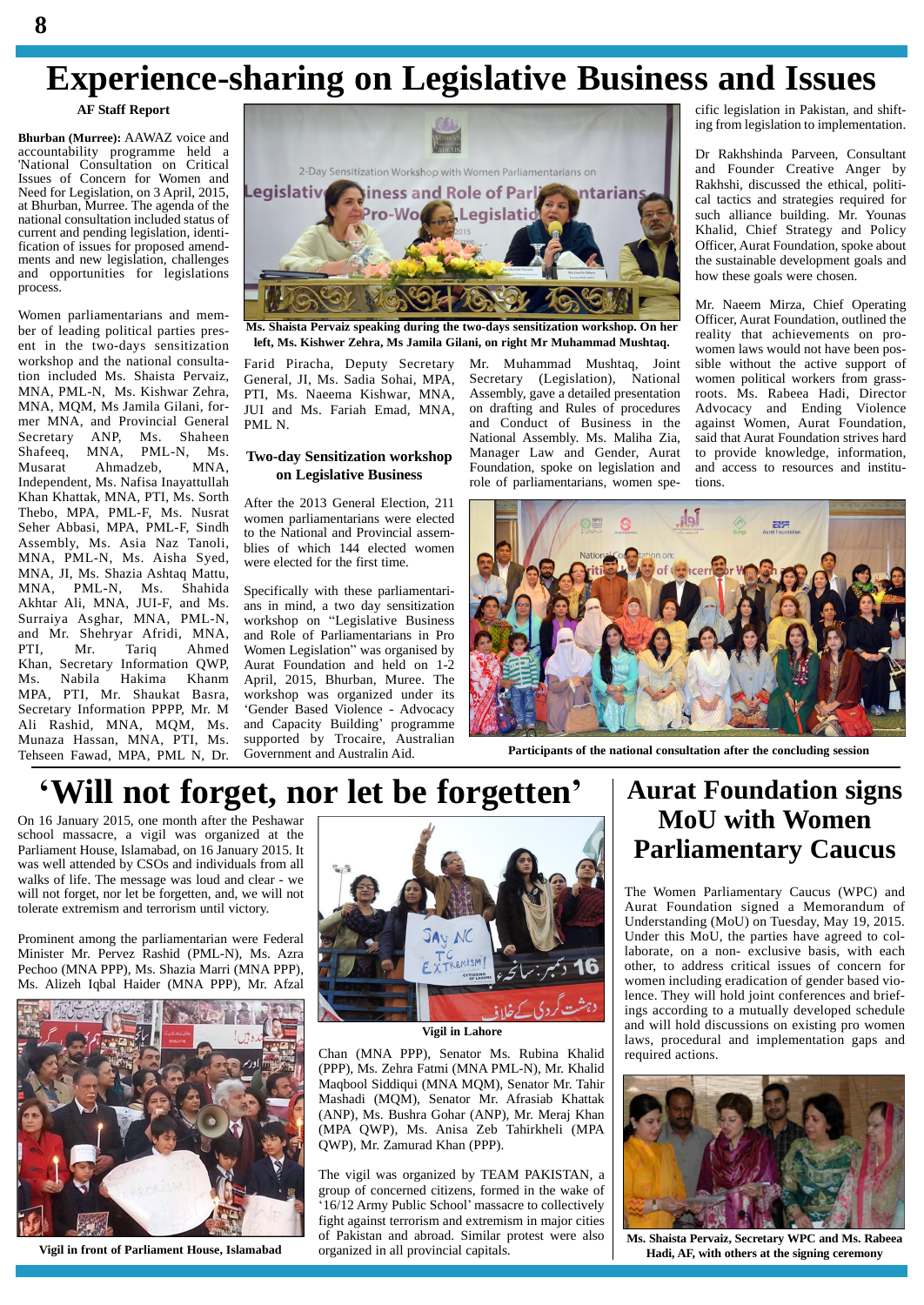# Experience-sharing on Legislative Business and Issues

**AF Staff Report**

**Bhurban (Murree):** AAWAZ voice and accountability programme held a 'National Consultation on Critical Issues of Concern for Women and Need for Legislation, on 3 April, 2015, at Bhurban, Murree. The agenda of the national consultation included status of current and pending legislation, identification of issues for proposed amendments and new legislation, challenges and opportunities for legislations process.

Women parliamentarians and member of leading political parties present in the two-days sensitization workshop and the national consultation included Ms. Shaista Pervaiz, MNA, PML-N, Ms. Kishwar Zehra, MNA, MQM, Ms Jamila Gilani, former MNA, and Provincial General Secretary ANP, Ms. Shaheen Shafeeq, MNA, PML-N, Ms. Musarat Ahmadzeb, MNA, Independent, Ms. Nafisa Inayattullah Khan Khattak, MNA, PTI, Ms. Sorth Thebo, MPA, PML-F, Ms. Nusrat Seher Abbasi, MPA, PML-F, Sindh Assembly, Ms. Asia Naz Tanoli, MNA, PML-N, Ms. Aisha Syed, MNA, JI, Ms. Shazia Ashtaq Mattu, MNA, PML-N, Ms. Shahida Akhtar Ali, MNA, JUI-F, and Ms. Surraiya Asghar, MNA, PML-N, and Mr. Shehryar Afridi, MNA, PTI, Mr. Tariq Ahmed Khan, Secretary Information QWP, Ms. Nabila Hakima Khanm MPA, PTI, Mr. Shaukat Basra, Secretary Information PPPP, Mr. M Ali Rashid, MNA, MQM, Ms. Munaza Hassan, MNA, PTI, Ms. Tehseen Fawad, MPA, PML N, Dr. Farid Piracha, Deputy Secretary General, JI, Ms. Sadia Sohai, MPA, PTI, Ms. Naeema Kishwar, MNA, JUI and Ms. Fariah Emad, MNA, PML N.

Ms. Shaista Pervaiz speaking during the two-days sensitization workshop. On her left, Ms. Kishwer Zehra, Ms Jamila Gilani, on right Mr Muhammad Mushtaq.

## Two-day Sensitization workshop on Legislative Business

After the 2013 General Election, 211 women parliamentarians were elected to the National and Provincial assemblies of which 144 elected women were elected for the first time.

Specifically with these parliamentarians in mind, a two day sensitization workshop on "Legislative Business and Role of Parliamentarians in Pro Women Legislation" was organised by Aurat Foundation and held on 1-2 April, 2015, Bhurban, Muree. The workshop was organized under its 'Gender Based Violence - Advocacy and Capacity Building' programme supported by Trocaire, Australian Government and Australin Aid.

Mr. Muhammad Mushtaq, Joint Secretary (Legislation), National Assembly, gave a detailed presentation on drafting and Rules of procedures and Conduct of Business in the National Assembly. Ms. Maliha Zia, Manager Law and Gender, Aurat Foundation, spoke on legislation and role of parliamentarians, women specific legislation in Pakistan, and shifting from legislation to implementation.

Dr Rakhshinda Parveen, Consultant and Founder Creative Anger by Rakhshi, discussed the ethical, political tactics and strategies required for such alliance building. Mr. Younas Khalid, Chief Strategy and Policy Officer, Aurat Foundation, spoke about the sustainable development goals and how these goals were chosen.

Mr. Naeem Mirza, Chief Operating Officer, Aurat Foundation, outlined the reality that achievements on pro-women laws would not have been possible without the active support of women political workers from grassroots. Ms. Rabeea Hadi, Director Advocacy and Ending Violence against Women, Aurat Foundation, said that Aurat Foundation strives hard to provide knowledge, information, and access to resources and institutions.

Participants of the national consultation after the concluding session

# 'Will not forget, nor let be forgetten'

On 16 January 2015, one month after the Peshawar school massacre, a vigil was organized at the Parliament House, Islamabad, on 16 January 2015. It was well attended by CSOs and individuals from all walks of life. The message was loud and clear - we will not forget, nor let be forgetten, and, we will not tolerate extremism and terrorism until victory.

Prominent among the parliamentarian were Federal Minister Mr. Pervez Rashid (PML-N), Ms. Azra Pechoo (MNA PPP), Ms. Shazia Marri (MNA PPP), Ms. Alizeh Iqbal Haider (MNA PPP), Mr. Afzal Chan (MNA PPP), Senator Ms. Rubina Khalid (PPP), Ms. Zehra Fatmi (MNA PML-N), Mr. Khalid Maqbool Siddiqui (MNA MQM), Senator Mr. Tahir Mashadi (MQM), Senator Mr. Afrasiab Khattak (ANP), Ms. Bushra Gohar (ANP), Mr. Meraj Khan (MPA QWP), Ms. Anisa Zeb Tahirkheli (MPA QWP), Mr. Zamurad Khan (PPP).

The vigil was organized by TEAM PAKISTAN, a group of concerned citizens, formed in the wake of '16/12 Army Public School' massacre to collectively fight against terrorism and extremism in major cities of Pakistan and abroad. Similar protest were also organized in all provincial capitals.

Vigil in front of Parliament House, Islamabad

Vigil in Lahore

# Aurat Foundation signs MoU with Women Parliamentary Caucus

The Women Parliamentary Caucus (WPC) and Aurat Foundation signed a Memorandum of Understanding (MoU) on Tuesday, May 19, 2015. Under this MoU, the parties have agreed to collaborate, on a non- exclusive basis, with each other, to address critical issues of concern for women including eradication of gender based violence. They will hold joint conferences and briefings according to a mutually developed schedule and will hold discussions on existing pro women laws, procedural and implementation gaps and required actions.

Ms. Shaista Pervaiz, Secretary WPC and Ms. Rabeea Hadi, AF, with others at the signing ceremony